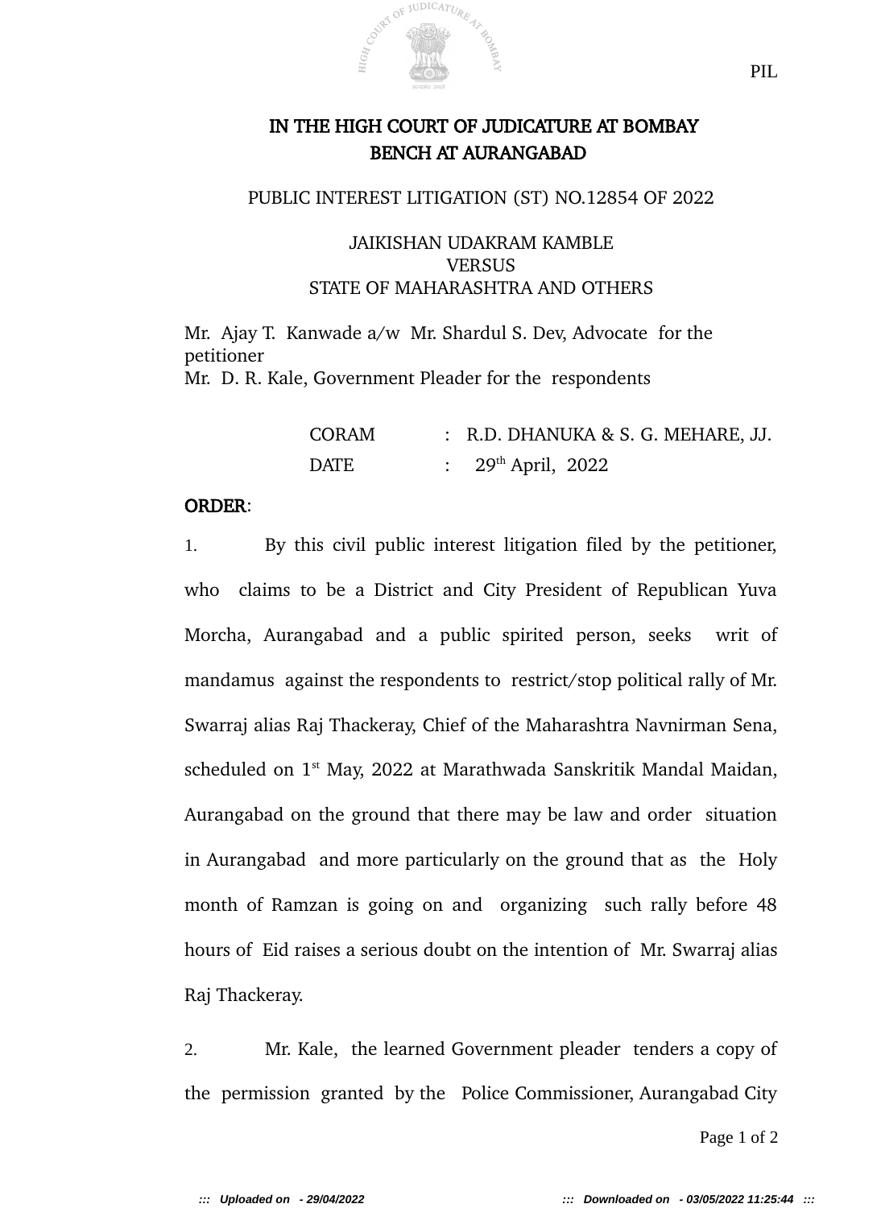PIL

# IN THE HIGH COURT OF JUDICATURE AT BOMBAY
## BENCH AT AURANGABAD

PUBLIC INTEREST LITIGATION (ST) NO.12854 OF 2022

JAIKISHAN UDAKRAM KAMBLE
VERSUS
STATE OF MAHARASHTRA AND OTHERS

Mr. Ajay T. Kanwade a/w Mr. Shardul S. Dev, Advocate for the petitioner
Mr. D. R. Kale, Government Pleader for the respondents

CORAM : R.D. DHANUKA & S. G. MEHARE, JJ.
DATE : 29th April, 2022

**ORDER**:

1. By this civil public interest litigation filed by the petitioner, who claims to be a District and City President of Republican Yuva Morcha, Aurangabad and a public spirited person, seeks writ of mandamus against the respondents to restrict/stop political rally of Mr. Swarraj alias Raj Thackeray, Chief of the Maharashtra Navnirman Sena, scheduled on 1st May, 2022 at Marathwada Sanskritik Mandal Maidan, Aurangabad on the ground that there may be law and order situation in Aurangabad and more particularly on the ground that as the Holy month of Ramzan is going on and organizing such rally before 48 hours of Eid raises a serious doubt on the intention of Mr. Swarraj alias Raj Thackeray.

2. Mr. Kale, the learned Government pleader tenders a copy of the permission granted by the Police Commissioner, Aurangabad City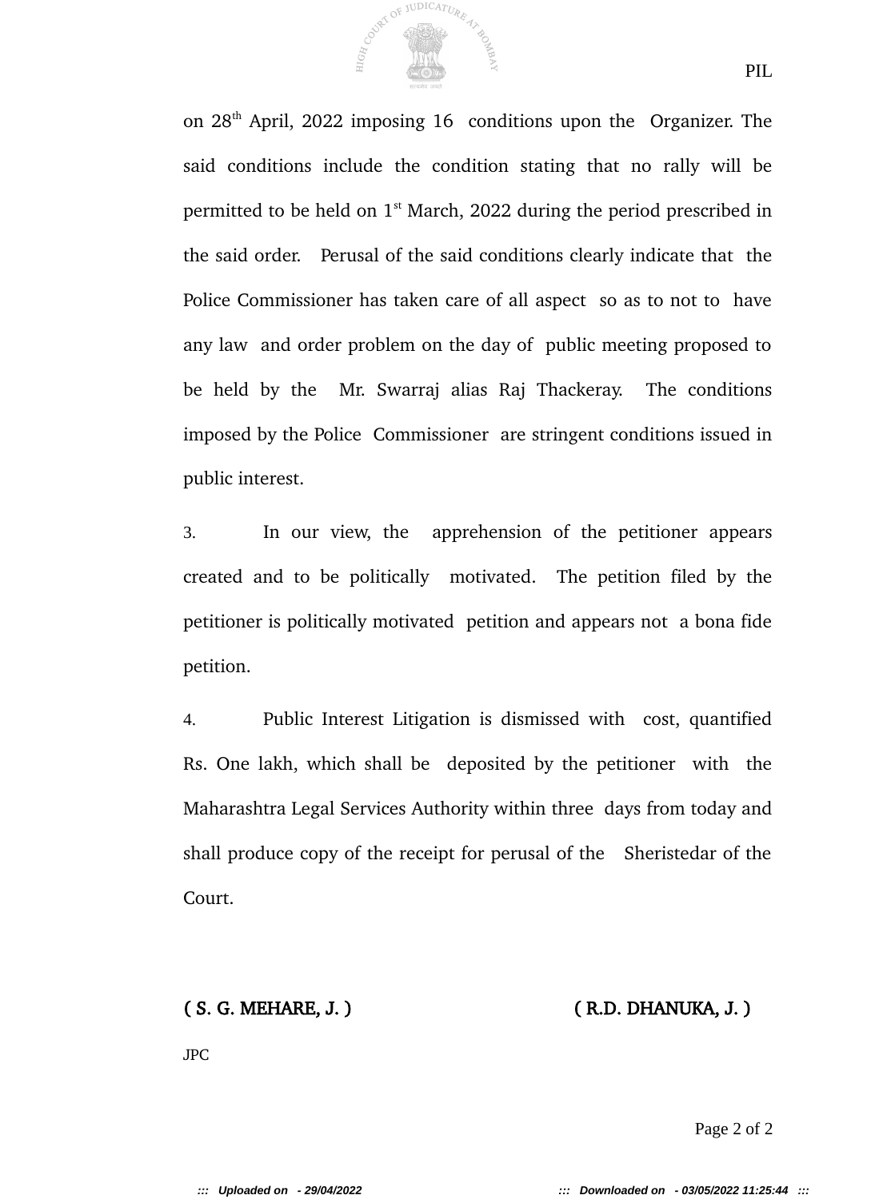on 28th April, 2022 imposing 16 conditions upon the Organizer. The said conditions include the condition stating that no rally will be permitted to be held on 1st March, 2022 during the period prescribed in the said order. Perusal of the said conditions clearly indicate that the Police Commissioner has taken care of all aspect so as to not to have any law and order problem on the day of public meeting proposed to be held by the Mr. Swarraj alias Raj Thackeray. The conditions imposed by the Police Commissioner are stringent conditions issued in public interest.

3. In our view, the apprehension of the petitioner appears created and to be politically motivated. The petition filed by the petitioner is politically motivated petition and appears not a bona fide petition.

4. Public Interest Litigation is dismissed with cost, quantified Rs. One lakh, which shall be deposited by the petitioner with the Maharashtra Legal Services Authority within three days from today and shall produce copy of the receipt for perusal of the Sheristedar of the Court.

**( S. G. MEHARE, J. )** **( R.D. DHANUKA, J. )**

JPC